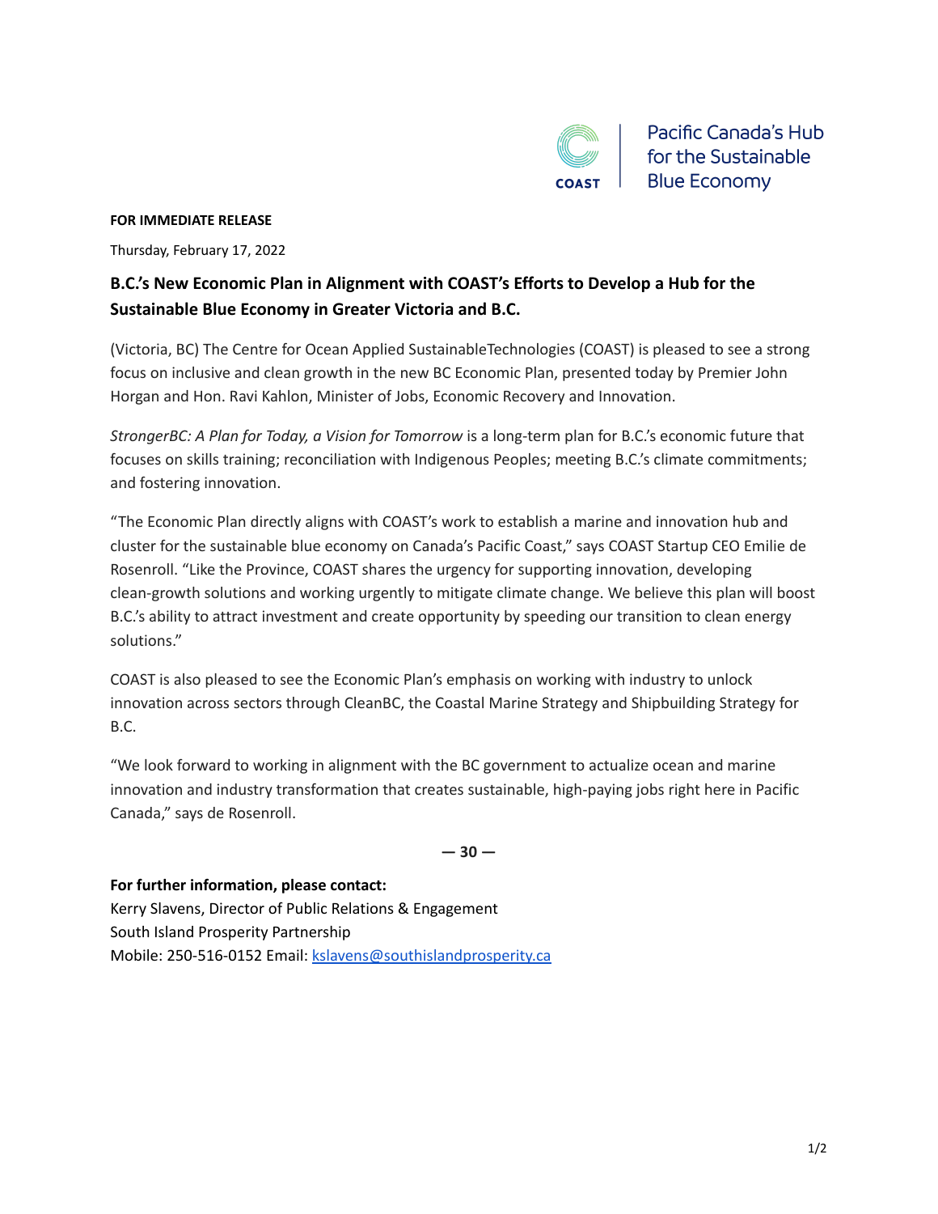COAST | Pacific Canada's Hub for the Sustainable Blue Economy

**FOR IMMEDIATE RELEASE**

Thursday, February 17, 2022

## B.C.'s New Economic Plan in Alignment with COAST's Efforts to Develop a Hub for the Sustainable Blue Economy in Greater Victoria and B.C.

(Victoria, BC) The Centre for Ocean Applied SustainableTechnologies (COAST) is pleased to see a strong focus on inclusive and clean growth in the new BC Economic Plan, presented today by Premier John Horgan and Hon. Ravi Kahlon, Minister of Jobs, Economic Recovery and Innovation.

*StrongerBC: A Plan for Today, a Vision for Tomorrow* is a long-term plan for B.C.'s economic future that focuses on skills training; reconciliation with Indigenous Peoples; meeting B.C.'s climate commitments; and fostering innovation.

"The Economic Plan directly aligns with COAST's work to establish a marine and innovation hub and cluster for the sustainable blue economy on Canada's Pacific Coast," says COAST Startup CEO Emilie de Rosenroll. "Like the Province, COAST shares the urgency for supporting innovation, developing clean-growth solutions and working urgently to mitigate climate change. We believe this plan will boost B.C.'s ability to attract investment and create opportunity by speeding our transition to clean energy solutions."

COAST is also pleased to see the Economic Plan's emphasis on working with industry to unlock innovation across sectors through CleanBC, the Coastal Marine Strategy and Shipbuilding Strategy for B.C.

"We look forward to working in alignment with the BC government to actualize ocean and marine innovation and industry transformation that creates sustainable, high-paying jobs right here in Pacific Canada," says de Rosenroll.

**— 30 —**

**For further information, please contact:**
Kerry Slavens, Director of Public Relations & Engagement
South Island Prosperity Partnership
Mobile: 250-516-0152 Email: kslavens@southislandprosperity.ca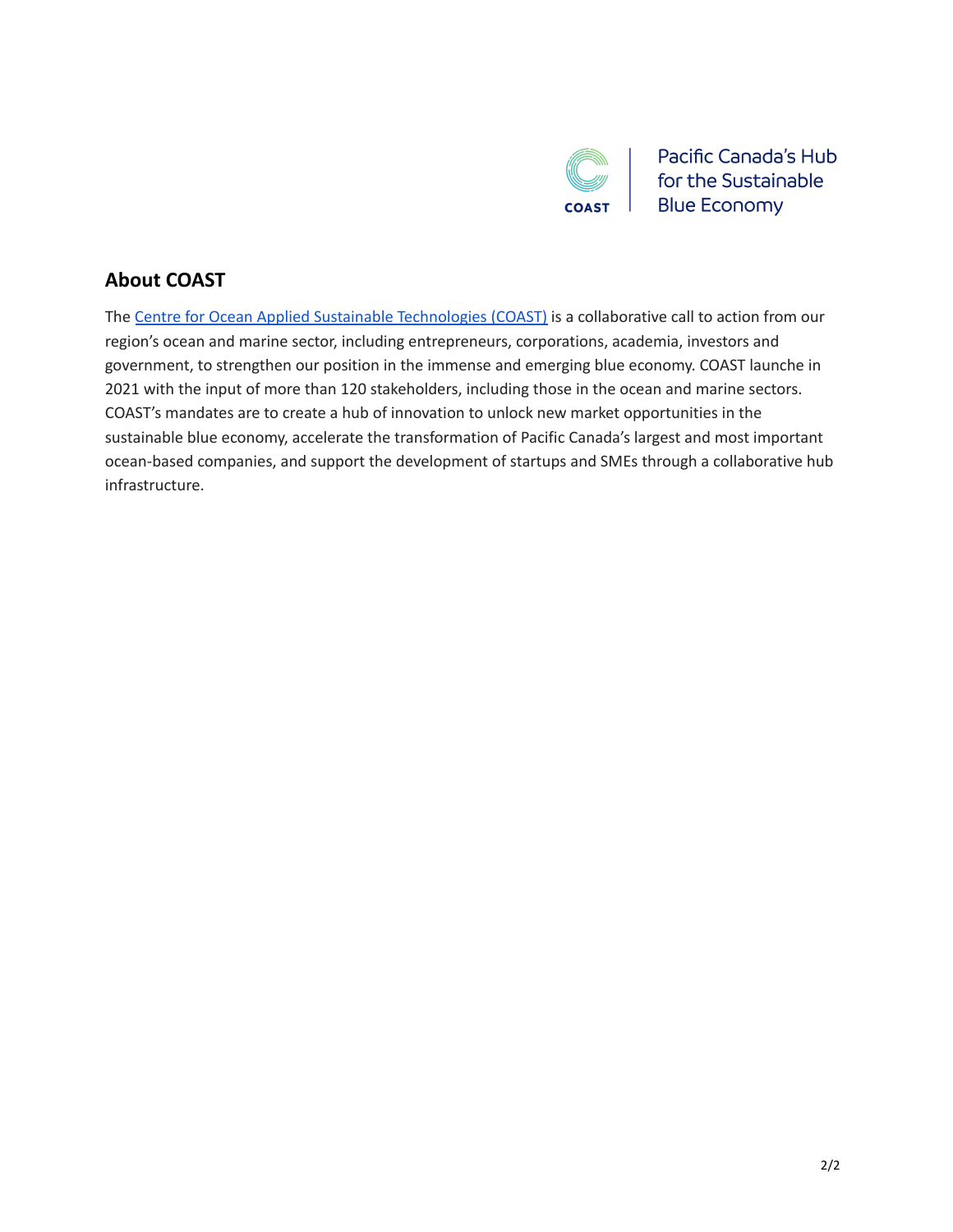Pacific Canada's Hub for the Sustainable Blue Economy

## About COAST

The Centre for Ocean Applied Sustainable Technologies (COAST) is a collaborative call to action from our region's ocean and marine sector, including entrepreneurs, corporations, academia, investors and government, to strengthen our position in the immense and emerging blue economy. COAST launche in 2021 with the input of more than 120 stakeholders, including those in the ocean and marine sectors. COAST's mandates are to create a hub of innovation to unlock new market opportunities in the sustainable blue economy, accelerate the transformation of Pacific Canada's largest and most important ocean-based companies, and support the development of startups and SMEs through a collaborative hub infrastructure.